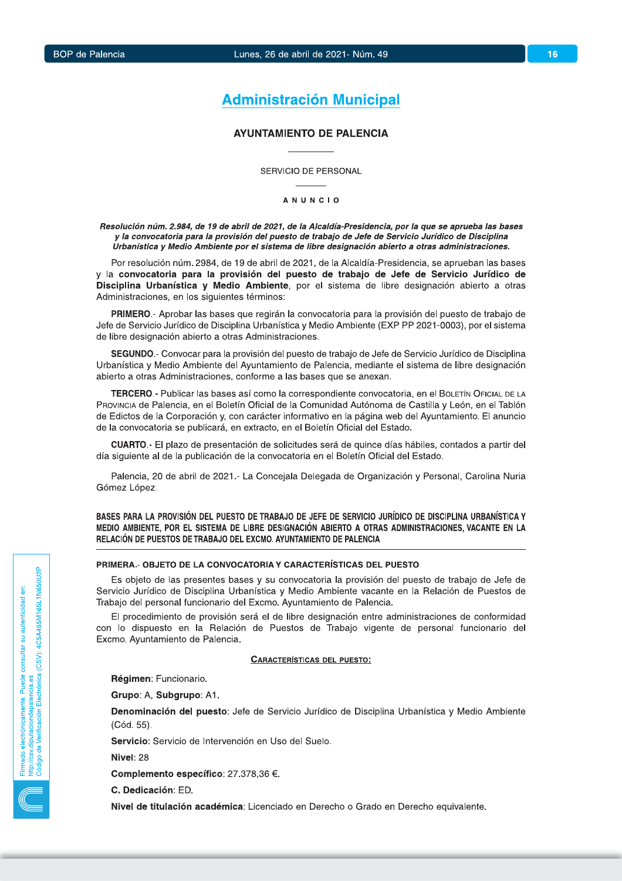# Administración Municipal

## AYUNTAMIENTO DE PALENCIA

SERVICIO DE PERSONAL

A N U N C I O

***Resolución núm. 2.984, de 19 de abril de 2021, de la Alcaldía-Presidencia, por la que se aprueba las bases y la convocatoria para la provisión del puesto de trabajo de Jefe de Servicio Jurídico de Disciplina Urbanística y Medio Ambiente por el sistema de libre designación abierto a otras administraciones.***

Por resolución núm. 2984, de 19 de abril de 2021, de la Alcaldía-Presidencia, se aprueban las bases y la **convocatoria para la provisión del puesto de trabajo de Jefe de Servicio Jurídico de Disciplina Urbanística y Medio Ambiente**, por el sistema de libre designación abierto a otras Administraciones, en los siguientes términos:

**PRIMERO**.- Aprobar las bases que regirán la convocatoria para la provisión del puesto de trabajo de Jefe de Servicio Jurídico de Disciplina Urbanística y Medio Ambiente (EXP PP 2021-0003), por el sistema de libre designación abierto a otras Administraciones.

**SEGUNDO**.- Convocar para la provisión del puesto de trabajo de Jefe de Servicio Jurídico de Disciplina Urbanística y Medio Ambiente del Ayuntamiento de Palencia, mediante el sistema de libre designación abierto a otras Administraciones, conforme a las bases que se anexan.

**TERCERO**.- Publicar las bases así como la correspondiente convocatoria, en el BOLETÍN OFICIAL DE LA PROVINCIA de Palencia, en el Boletín Oficial de la Comunidad Autónoma de Castilla y León, en el Tablón de Edictos de la Corporación y, con carácter informativo en la página web del Ayuntamiento. El anuncio de la convocatoria se publicará, en extracto, en el Boletín Oficial del Estado.

**CUARTO**.- El plazo de presentación de solicitudes será de quince días hábiles, contados a partir del día siguiente al de la publicación de la convocatoria en el Boletín Oficial del Estado.

Palencia, 20 de abril de 2021.- La Concejala Delegada de Organización y Personal, Carolina Nuria Gómez López.

### BASES PARA LA PROVISIÓN DEL PUESTO DE TRABAJO DE JEFE DE SERVICIO JURÍDICO DE DISCIPLINA URBANÍSTICA Y MEDIO AMBIENTE, POR EL SISTEMA DE LIBRE DESIGNACIÓN ABIERTO A OTRAS ADMINISTRACIONES, VACANTE EN LA RELACIÓN DE PUESTOS DE TRABAJO DEL EXCMO. AYUNTAMIENTO DE PALENCIA

#### PRIMERA.- OBJETO DE LA CONVOCATORIA Y CARACTERÍSTICAS DEL PUESTO

Es objeto de las presentes bases y su convocatoria la provisión del puesto de trabajo de Jefe de Servicio Jurídico de Disciplina Urbanística y Medio Ambiente vacante en la Relación de Puestos de Trabajo del personal funcionario del Excmo. Ayuntamiento de Palencia.

El procedimiento de provisión será el de libre designación entre administraciones de conformidad con lo dispuesto en la Relación de Puestos de Trabajo vigente de personal funcionario del Excmo. Ayuntamiento de Palencia.

**CARACTERÍSTICAS DEL PUESTO:**

**Régimen**: Funcionario.

**Grupo**: A, **Subgrupo**: A1.

**Denominación del puesto**: Jefe de Servicio Jurídico de Disciplina Urbanística y Medio Ambiente (Cód. 55).

**Servicio**: Servicio de Intervención en Uso del Suelo.

**Nivel**: 28

**Complemento específico**: 27.378,36 €.

**C. Dedicación**: ED.

**Nivel de titulación académica**: Licenciado en Derecho o Grado en Derecho equivalente.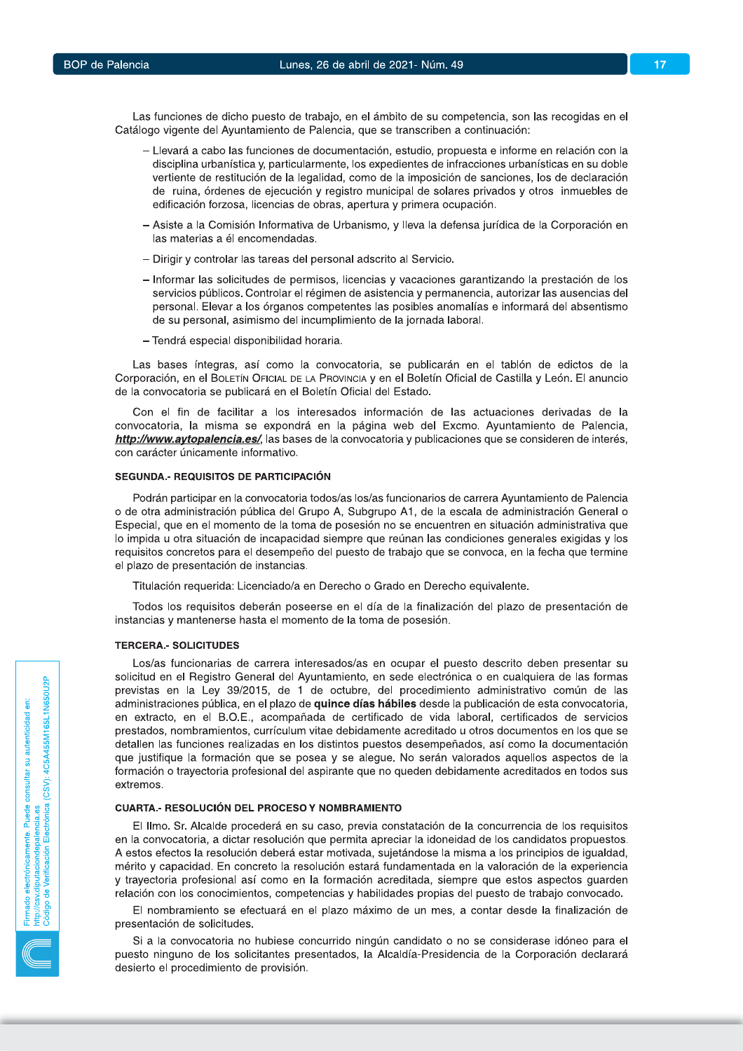Las funciones de dicho puesto de trabajo, en el ámbito de su competencia, son las recogidas en el Catálogo vigente del Ayuntamiento de Palencia, que se transcriben a continuación:

- Llevará a cabo las funciones de documentación, estudio, propuesta e informe en relación con la disciplina urbanística y, particularmente, los expedientes de infracciones urbanísticas en su doble vertiente de restitución de la legalidad, como de la imposición de sanciones, los de declaración de ruina, órdenes de ejecución y registro municipal de solares privados y otros inmuebles de edificación forzosa, licencias de obras, apertura y primera ocupación.
- Asiste a la Comisión Informativa de Urbanismo, y lleva la defensa jurídica de la Corporación en las materias a él encomendadas.
- Dirigir y controlar las tareas del personal adscrito al Servicio.
- Informar las solicitudes de permisos, licencias y vacaciones garantizando la prestación de los servicios públicos. Controlar el régimen de asistencia y permanencia, autorizar las ausencias del personal. Elevar a los órganos competentes las posibles anomalías e informará del absentismo de su personal, asimismo del incumplimiento de la jornada laboral.
- Tendrá especial disponibilidad horaria.

Las bases íntegras, así como la convocatoria, se publicarán en el tablón de edictos de la Corporación, en el Boletín Oficial de la Provincia y en el Boletín Oficial de Castilla y León. El anuncio de la convocatoria se publicará en el Boletín Oficial del Estado.

Con el fin de facilitar a los interesados información de las actuaciones derivadas de la convocatoria, la misma se expondrá en la página web del Excmo. Ayuntamiento de Palencia, ***http://www.aytopalencia.es/***, las bases de la convocatoria y publicaciones que se consideren de interés, con carácter únicamente informativo.

**SEGUNDA.- REQUISITOS DE PARTICIPACIÓN**

Podrán participar en la convocatoria todos/as los/as funcionarios de carrera Ayuntamiento de Palencia o de otra administración pública del Grupo A, Subgrupo A1, de la escala de administración General o Especial, que en el momento de la toma de posesión no se encuentren en situación administrativa que lo impida u otra situación de incapacidad siempre que reúnan las condiciones generales exigidas y los requisitos concretos para el desempeño del puesto de trabajo que se convoca, en la fecha que termine el plazo de presentación de instancias.

Titulación requerida: Licenciado/a en Derecho o Grado en Derecho equivalente.

Todos los requisitos deberán poseerse en el día de la finalización del plazo de presentación de instancias y mantenerse hasta el momento de la toma de posesión.

**TERCERA.- SOLICITUDES**

Los/as funcionarias de carrera interesados/as en ocupar el puesto descrito deben presentar su solicitud en el Registro General del Ayuntamiento, en sede electrónica o en cualquiera de las formas previstas en la Ley 39/2015, de 1 de octubre, del procedimiento administrativo común de las administraciones pública, en el plazo de **quince días hábiles** desde la publicación de esta convocatoria, en extracto, en el B.O.E., acompañada de certificado de vida laboral, certificados de servicios prestados, nombramientos, currículum vitae debidamente acreditado u otros documentos en los que se detallen las funciones realizadas en los distintos puestos desempeñados, así como la documentación que justifique la formación que se posea y se alegue. No serán valorados aquellos aspectos de la formación o trayectoria profesional del aspirante que no queden debidamente acreditados en todos sus extremos.

**CUARTA.- RESOLUCIÓN DEL PROCESO Y NOMBRAMIENTO**

El Ilmo. Sr. Alcalde procederá en su caso, previa constatación de la concurrencia de los requisitos en la convocatoria, a dictar resolución que permita apreciar la idoneidad de los candidatos propuestos. A estos efectos la resolución deberá estar motivada, sujetándose la misma a los principios de igualdad, mérito y capacidad. En concreto la resolución estará fundamentada en la valoración de la experiencia y trayectoria profesional así como en la formación acreditada, siempre que estos aspectos guarden relación con los conocimientos, competencias y habilidades propias del puesto de trabajo convocado.

El nombramiento se efectuará en el plazo máximo de un mes, a contar desde la finalización de presentación de solicitudes.

Si a la convocatoria no hubiese concurrido ningún candidato o no se considerase idóneo para el puesto ninguno de los solicitantes presentados, la Alcaldía-Presidencia de la Corporación declarará desierto el procedimiento de provisión.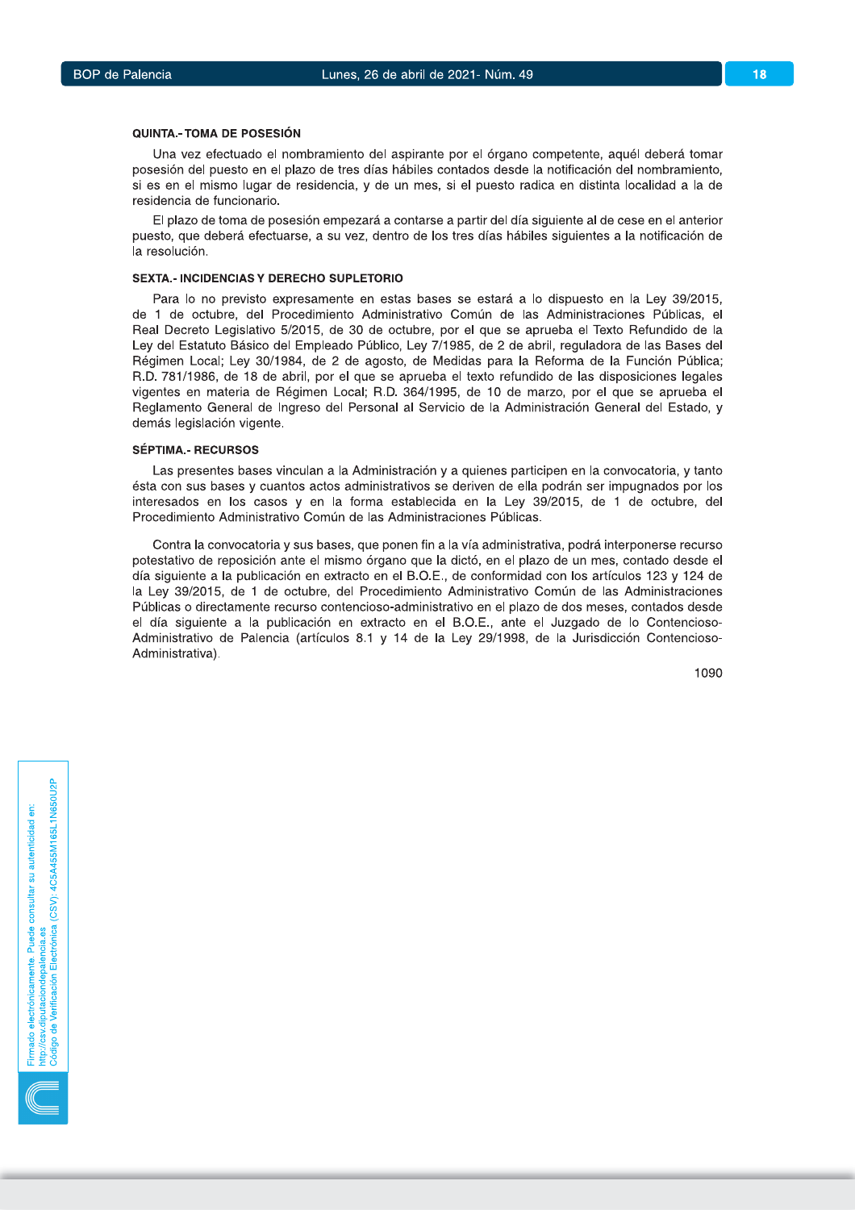**QUINTA.- TOMA DE POSESIÓN**

Una vez efectuado el nombramiento del aspirante por el órgano competente, aquél deberá tomar posesión del puesto en el plazo de tres días hábiles contados desde la notificación del nombramiento, si es en el mismo lugar de residencia, y de un mes, si el puesto radica en distinta localidad a la de residencia de funcionario.

El plazo de toma de posesión empezará a contarse a partir del día siguiente al de cese en el anterior puesto, que deberá efectuarse, a su vez, dentro de los tres días hábiles siguientes a la notificación de la resolución.

**SEXTA.- INCIDENCIAS Y DERECHO SUPLETORIO**

Para lo no previsto expresamente en estas bases se estará a lo dispuesto en la Ley 39/2015, de 1 de octubre, del Procedimiento Administrativo Común de las Administraciones Públicas, el Real Decreto Legislativo 5/2015, de 30 de octubre, por el que se aprueba el Texto Refundido de la Ley del Estatuto Básico del Empleado Público, Ley 7/1985, de 2 de abril, reguladora de las Bases del Régimen Local; Ley 30/1984, de 2 de agosto, de Medidas para la Reforma de la Función Pública; R.D. 781/1986, de 18 de abril, por el que se aprueba el texto refundido de las disposiciones legales vigentes en materia de Régimen Local; R.D. 364/1995, de 10 de marzo, por el que se aprueba el Reglamento General de Ingreso del Personal al Servicio de la Administración General del Estado, y demás legislación vigente.

**SÉPTIMA.- RECURSOS**

Las presentes bases vinculan a la Administración y a quienes participen en la convocatoria, y tanto ésta con sus bases y cuantos actos administrativos se deriven de ella podrán ser impugnados por los interesados en los casos y en la forma establecida en la Ley 39/2015, de 1 de octubre, del Procedimiento Administrativo Común de las Administraciones Públicas.

Contra la convocatoria y sus bases, que ponen fin a la vía administrativa, podrá interponerse recurso potestativo de reposición ante el mismo órgano que la dictó, en el plazo de un mes, contado desde el día siguiente a la publicación en extracto en el B.O.E., de conformidad con los artículos 123 y 124 de la Ley 39/2015, de 1 de octubre, del Procedimiento Administrativo Común de las Administraciones Públicas o directamente recurso contencioso-administrativo en el plazo de dos meses, contados desde el día siguiente a la publicación en extracto en el B.O.E., ante el Juzgado de lo Contencioso-Administrativo de Palencia (artículos 8.1 y 14 de la Ley 29/1998, de la Jurisdicción Contencioso-Administrativa).

1090